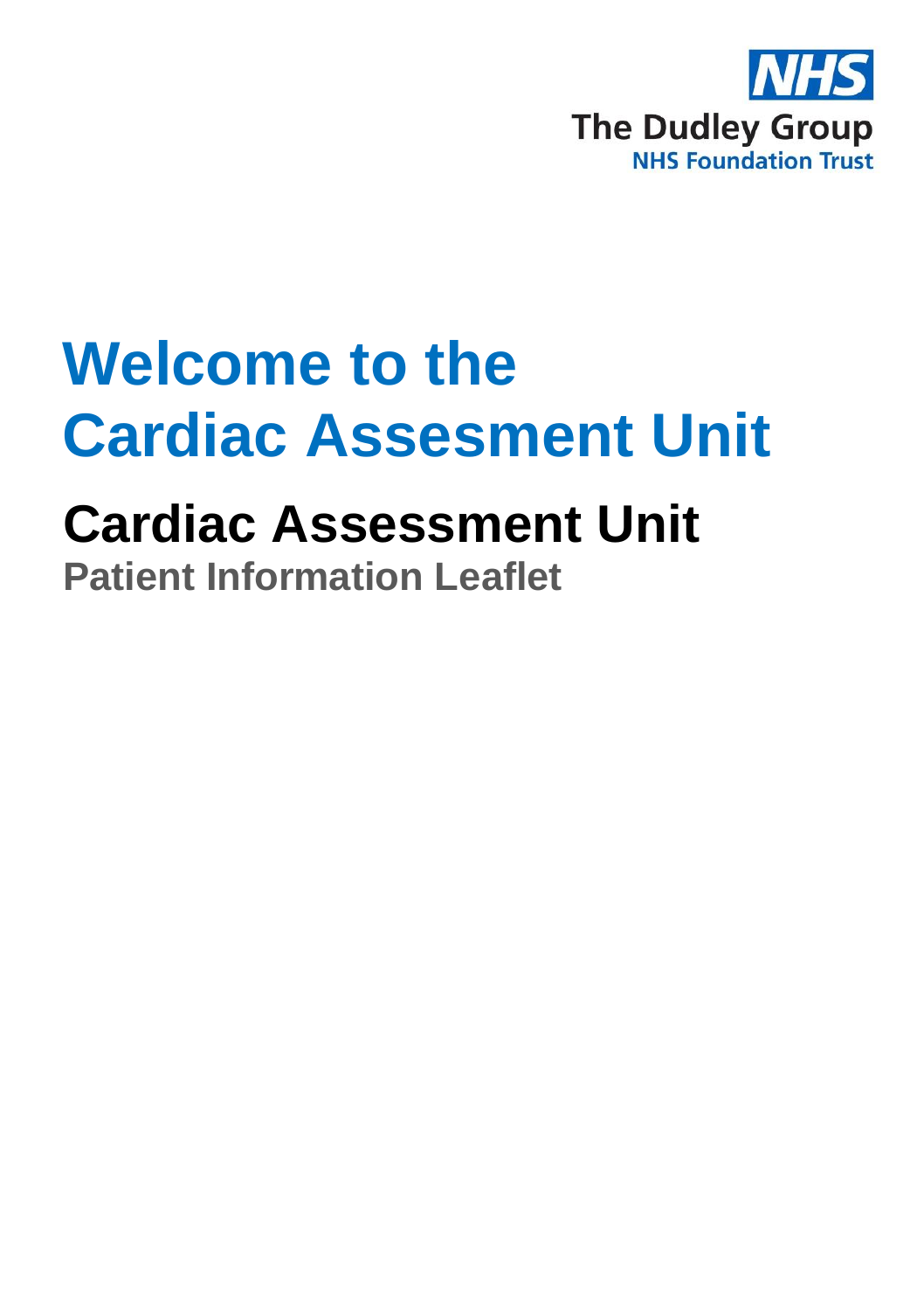The Dudley Group
NHS Foundation Trust

# Welcome to the Cardiac Assesment Unit

## Cardiac Assessment Unit

### Patient Information Leaflet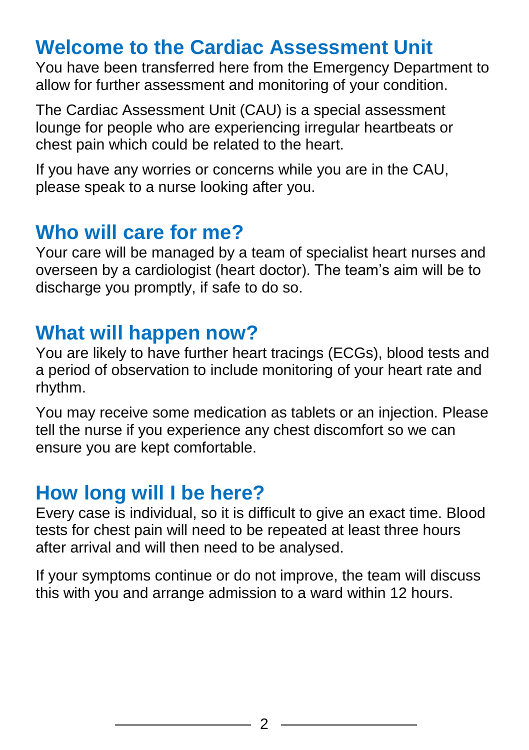## Welcome to the Cardiac Assessment Unit

You have been transferred here from the Emergency Department to allow for further assessment and monitoring of your condition.

The Cardiac Assessment Unit (CAU) is a special assessment lounge for people who are experiencing irregular heartbeats or chest pain which could be related to the heart.

If you have any worries or concerns while you are in the CAU, please speak to a nurse looking after you.

## Who will care for me?

Your care will be managed by a team of specialist heart nurses and overseen by a cardiologist (heart doctor). The team's aim will be to discharge you promptly, if safe to do so.

## What will happen now?

You are likely to have further heart tracings (ECGs), blood tests and a period of observation to include monitoring of your heart rate and rhythm.

You may receive some medication as tablets or an injection. Please tell the nurse if you experience any chest discomfort so we can ensure you are kept comfortable.

## How long will I be here?

Every case is individual, so it is difficult to give an exact time. Blood tests for chest pain will need to be repeated at least three hours after arrival and will then need to be analysed.

If your symptoms continue or do not improve, the team will discuss this with you and arrange admission to a ward within 12 hours.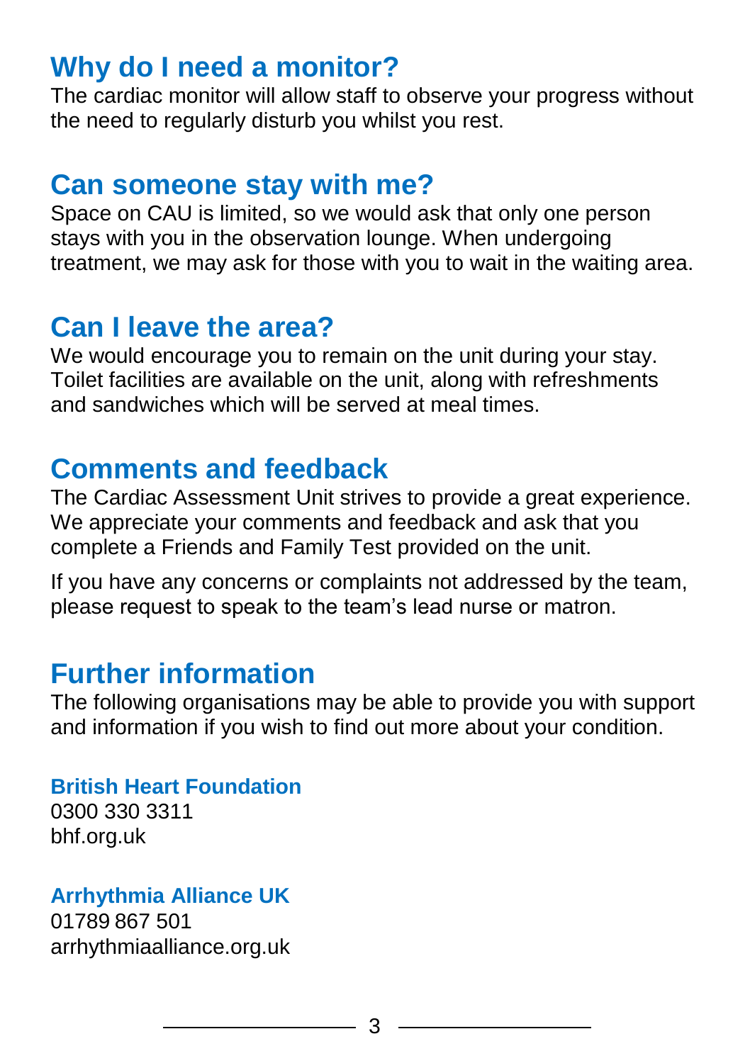## Why do I need a monitor?

The cardiac monitor will allow staff to observe your progress without the need to regularly disturb you whilst you rest.

## Can someone stay with me?

Space on CAU is limited, so we would ask that only one person stays with you in the observation lounge. When undergoing treatment, we may ask for those with you to wait in the waiting area.

## Can I leave the area?

We would encourage you to remain on the unit during your stay. Toilet facilities are available on the unit, along with refreshments and sandwiches which will be served at meal times.

## Comments and feedback

The Cardiac Assessment Unit strives to provide a great experience. We appreciate your comments and feedback and ask that you complete a Friends and Family Test provided on the unit.

If you have any concerns or complaints not addressed by the team, please request to speak to the team's lead nurse or matron.

## Further information

The following organisations may be able to provide you with support and information if you wish to find out more about your condition.

### British Heart Foundation

0300 330 3311
bhf.org.uk

### Arrhythmia Alliance UK

01789 867 501
arrhythmiaalliance.org.uk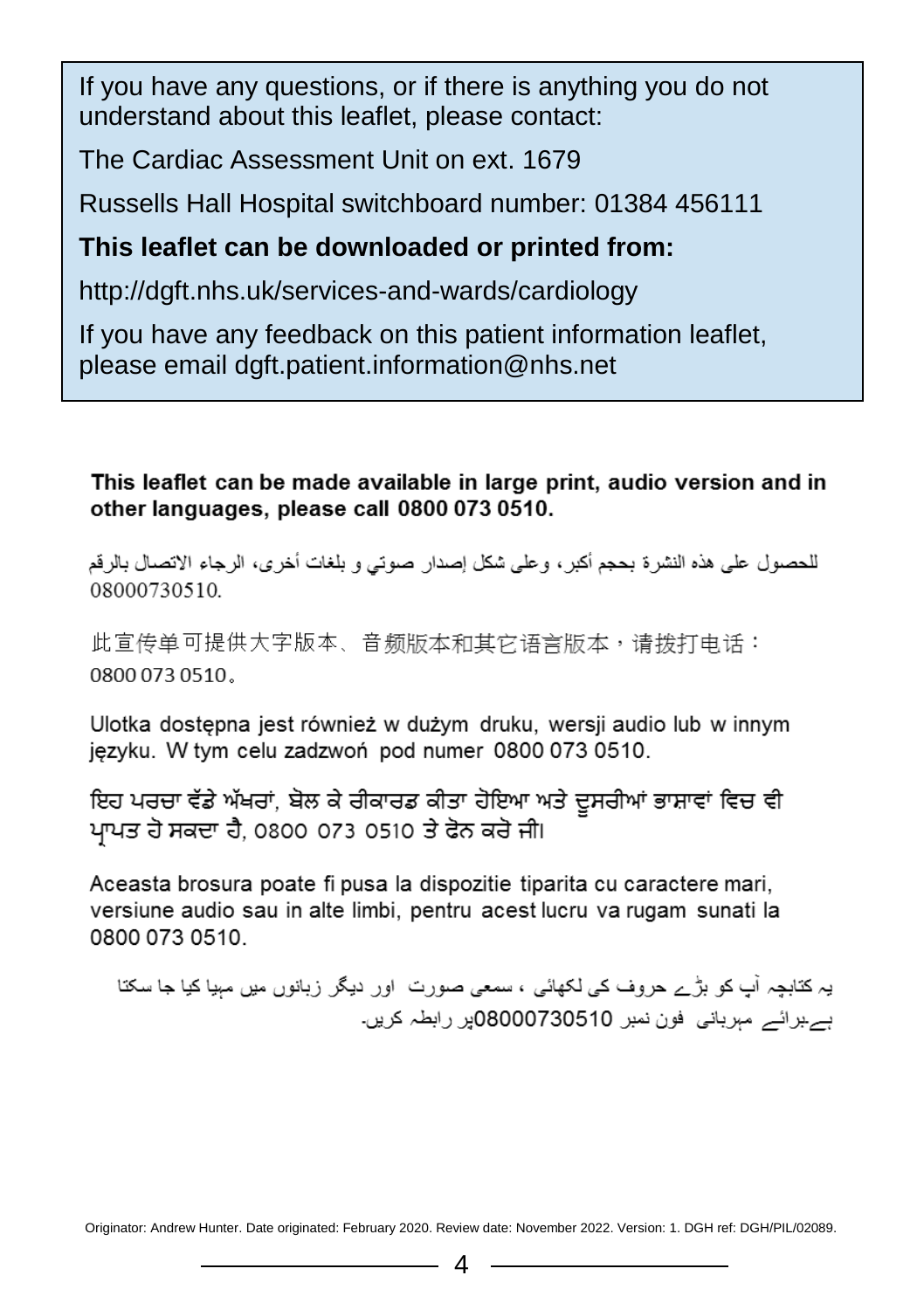If you have any questions, or if there is anything you do not understand about this leaflet, please contact:

The Cardiac Assessment Unit on ext. 1679

Russells Hall Hospital switchboard number: 01384 456111

**This leaflet can be downloaded or printed from:**

http://dgft.nhs.uk/services-and-wards/cardiology

If you have any feedback on this patient information leaflet, please email dgft.patient.information@nhs.net

**This leaflet can be made available in large print, audio version and in other languages, please call 0800 073 0510.**

للحصول على هذه النشرة بحجم أكبر، وعلى شكل إصدار صوتي و بلغات أخرى، الرجاء الاتصال بالرقم 08000730510.

此宣传单可提供大字版本、音频版本和其它语言版本，请拨打电话：0800 073 0510。

Ulotka dostępna jest również w dużym druku, wersji audio lub w innym języku. W tym celu zadzwoń pod numer 0800 073 0510.

ਇਹ ਪਰਚਾ ਵੱਡੇ ਅੱਖਰਾਂ, ਬੋਲ ਕੇ ਰੀਕਾਰਡ ਕੀਤਾ ਹੋਇਆ ਅਤੇ ਦੂਸਰੀਆਂ ਭਾਸ਼ਾਵਾਂ ਵਿਚ ਵੀ ਪ੍ਰਾਪਤ ਹੋ ਸਕਦਾ ਹੈ, 0800 073 0510 ਤੇ ਫੋਨ ਕਰੋ ਜੀ।

Aceasta brosura poate fi pusa la dispozitie tiparita cu caractere mari, versiune audio sau in alte limbi, pentru acest lucru va rugam sunati la 0800 073 0510.

یہ کتابچہ آپ کو بڑے حروف کی لکھائی ، سمعی صورت اور دیگر زبانوں میں مہیا کیا جا سکتا ہےبرائے مہربانی فون نمبر 08000730510پر رابطہ کریں۔

Originator: Andrew Hunter. Date originated: February 2020. Review date: November 2022. Version: 1. DGH ref: DGH/PIL/02089.